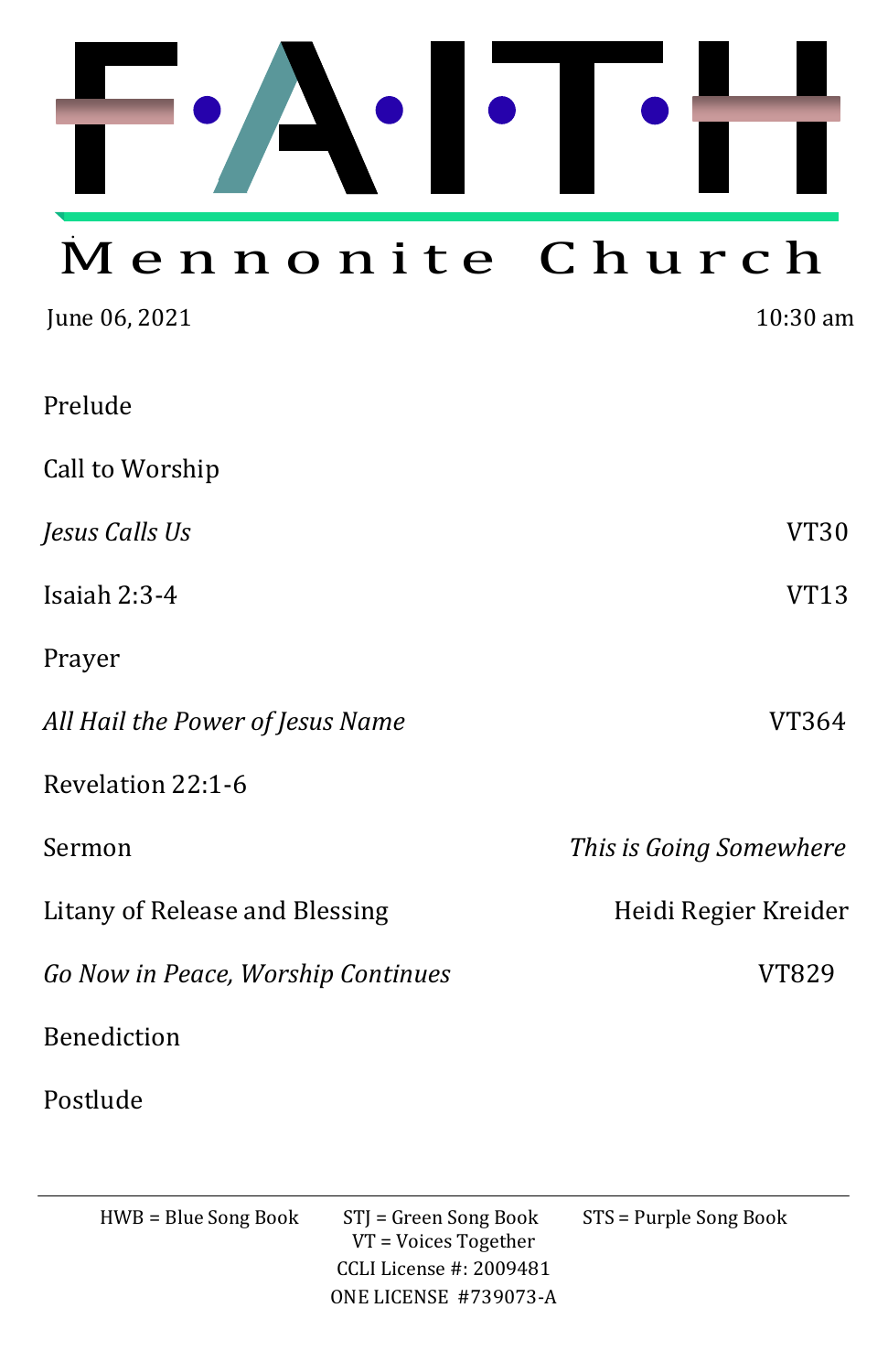# FAITH

## Mennonite Church

June 06, 2021 10:30 am

| | |
|---|---|
| Prelude | |
| Call to Worship | |
| *Jesus Calls Us* | VT30 |
| Isaiah 2:3-4 | VT13 |
| Prayer | |
| *All Hail the Power of Jesus Name* | VT364 |
| Revelation 22:1-6 | |
| Sermon | *This is Going Somewhere* |
| Litany of Release and Blessing | Heidi Regier Kreider |
| *Go Now in Peace, Worship Continues* | VT829 |
| Benediction | |
| Postlude | |

---

HWB = Blue Song Book STJ = Green Song Book STS = Purple Song Book
VT = Voices Together
CCLI License #: 2009481
ONE LICENSE #739073-A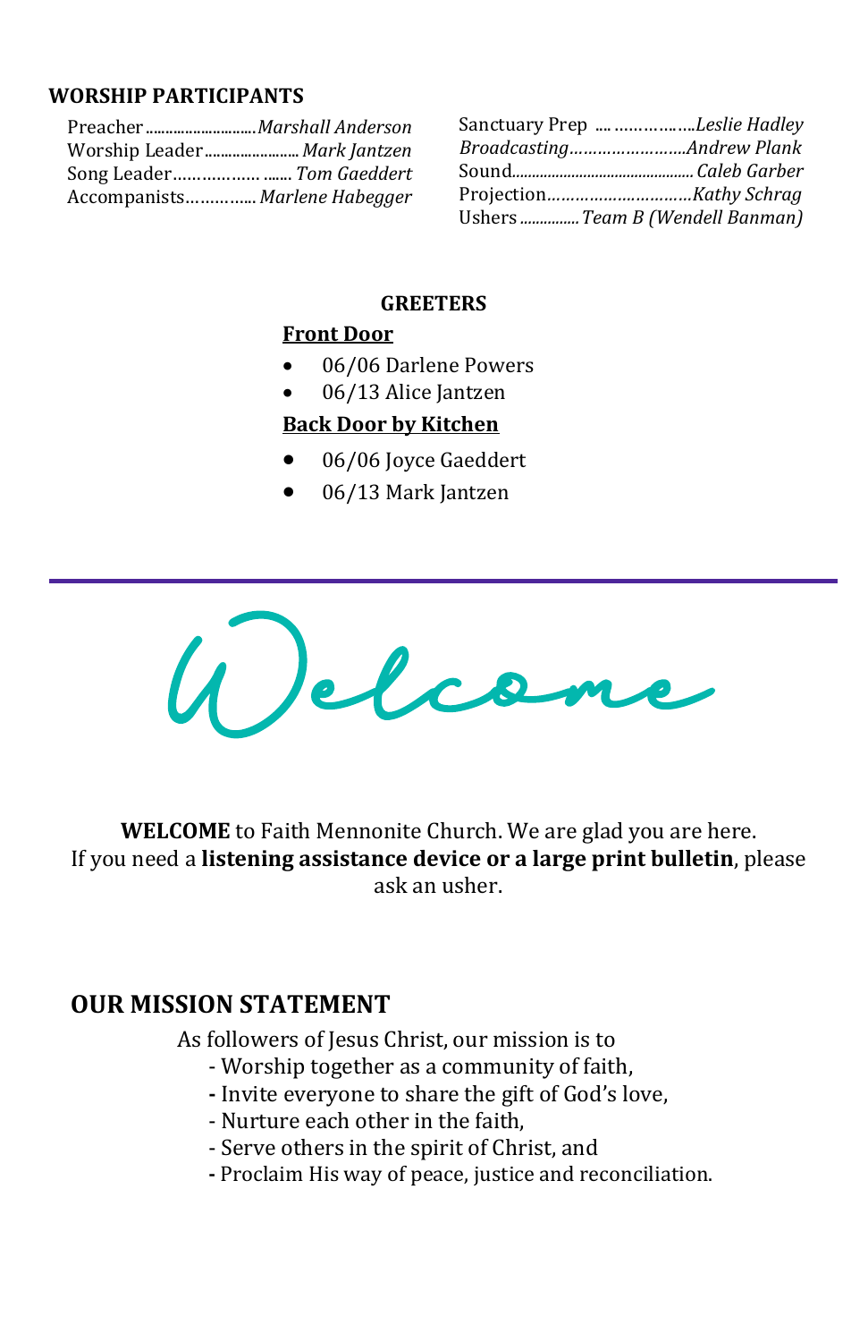## WORSHIP PARTICIPANTS

Preacher............................*Marshall Anderson*
Worship Leader........................ *Mark Jantzen*
Song Leader……………. ....... *Tom Gaeddert*
Accompanists………..... *Marlene Habegger*

Sanctuary Prep .... ……………..*Leslie Hadley*
*Broadcasting*……………………*Andrew Plank*
Sound............................................. *Caleb Garber*
Projection…………………………*Kathy Schrag*
Ushers ............... *Team B (Wendell Banman)*

### GREETERS

**Front Door**

- 06/06 Darlene Powers
- 06/13 Alice Jantzen

**Back Door by Kitchen**

- 06/06 Joyce Gaeddert
- 06/13 Mark Jantzen

---

# Welcome

**WELCOME** to Faith Mennonite Church. We are glad you are here.
If you need a **listening assistance device or a large print bulletin**, please ask an usher.

## OUR MISSION STATEMENT

As followers of Jesus Christ, our mission is to

- Worship together as a community of faith,
- Invite everyone to share the gift of God's love,
- Nurture each other in the faith,
- Serve others in the spirit of Christ, and
- Proclaim His way of peace, justice and reconciliation.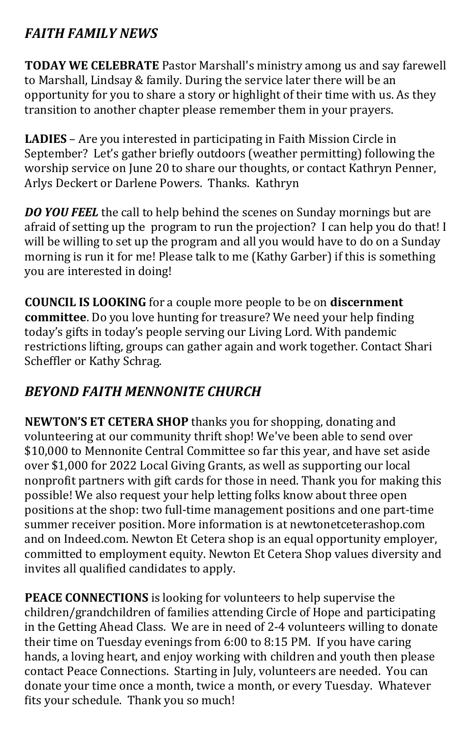## *FAITH FAMILY NEWS*

**TODAY WE CELEBRATE** Pastor Marshall's ministry among us and say farewell to Marshall, Lindsay & family. During the service later there will be an opportunity for you to share a story or highlight of their time with us. As they transition to another chapter please remember them in your prayers.

**LADIES** – Are you interested in participating in Faith Mission Circle in September? Let's gather briefly outdoors (weather permitting) following the worship service on June 20 to share our thoughts, or contact Kathryn Penner, Arlys Deckert or Darlene Powers. Thanks. Kathryn

***DO YOU FEEL*** the call to help behind the scenes on Sunday mornings but are afraid of setting up the program to run the projection? I can help you do that! I will be willing to set up the program and all you would have to do on a Sunday morning is run it for me! Please talk to me (Kathy Garber) if this is something you are interested in doing!

**COUNCIL IS LOOKING** for a couple more people to be on **discernment committee**. Do you love hunting for treasure? We need your help finding today's gifts in today's people serving our Living Lord. With pandemic restrictions lifting, groups can gather again and work together. Contact Shari Scheffler or Kathy Schrag.

## *BEYOND FAITH MENNONITE CHURCH*

**NEWTON'S ET CETERA SHOP** thanks you for shopping, donating and volunteering at our community thrift shop! We've been able to send over $10,000 to Mennonite Central Committee so far this year, and have set aside over $1,000 for 2022 Local Giving Grants, as well as supporting our local nonprofit partners with gift cards for those in need. Thank you for making this possible! We also request your help letting folks know about three open positions at the shop: two full-time management positions and one part-time summer receiver position. More information is at newtonetceterashop.com and on Indeed.com. Newton Et Cetera shop is an equal opportunity employer, committed to employment equity. Newton Et Cetera Shop values diversity and invites all qualified candidates to apply.

**PEACE CONNECTIONS** is looking for volunteers to help supervise the children/grandchildren of families attending Circle of Hope and participating in the Getting Ahead Class. We are in need of 2-4 volunteers willing to donate their time on Tuesday evenings from 6:00 to 8:15 PM. If you have caring hands, a loving heart, and enjoy working with children and youth then please contact Peace Connections. Starting in July, volunteers are needed. You can donate your time once a month, twice a month, or every Tuesday. Whatever fits your schedule. Thank you so much!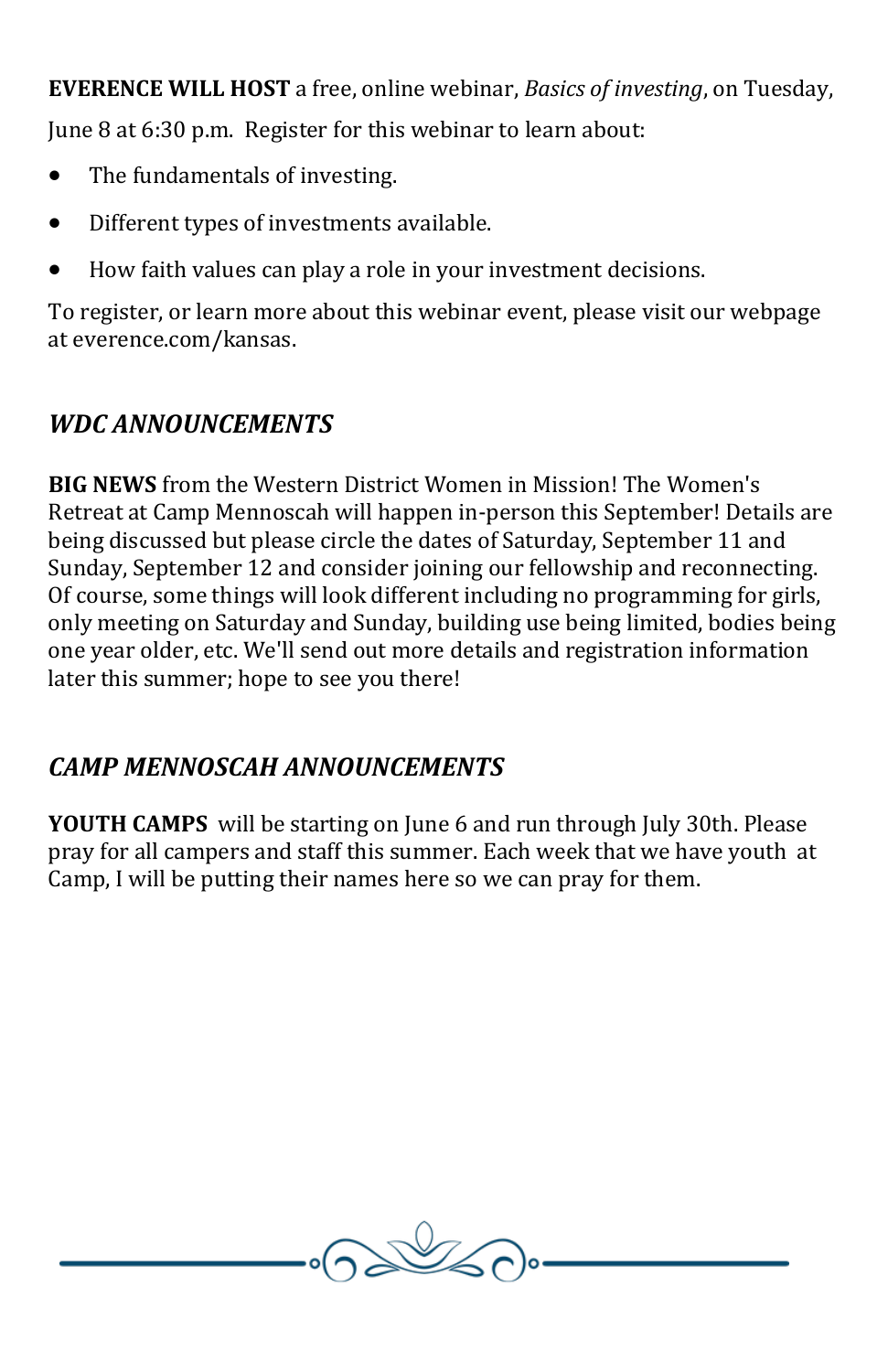**EVERENCE WILL HOST** a free, online webinar, *Basics of investing*, on Tuesday, June 8 at 6:30 p.m. Register for this webinar to learn about:

- The fundamentals of investing.
- Different types of investments available.
- How faith values can play a role in your investment decisions.

To register, or learn more about this webinar event, please visit our webpage at everence.com/kansas.

## *WDC ANNOUNCEMENTS*

**BIG NEWS** from the Western District Women in Mission! The Women's Retreat at Camp Mennoscah will happen in-person this September! Details are being discussed but please circle the dates of Saturday, September 11 and Sunday, September 12 and consider joining our fellowship and reconnecting. Of course, some things will look different including no programming for girls, only meeting on Saturday and Sunday, building use being limited, bodies being one year older, etc. We'll send out more details and registration information later this summer; hope to see you there!

## *CAMP MENNOSCAH ANNOUNCEMENTS*

**YOUTH CAMPS** will be starting on June 6 and run through July 30th. Please pray for all campers and staff this summer. Each week that we have youth at Camp, I will be putting their names here so we can pray for them.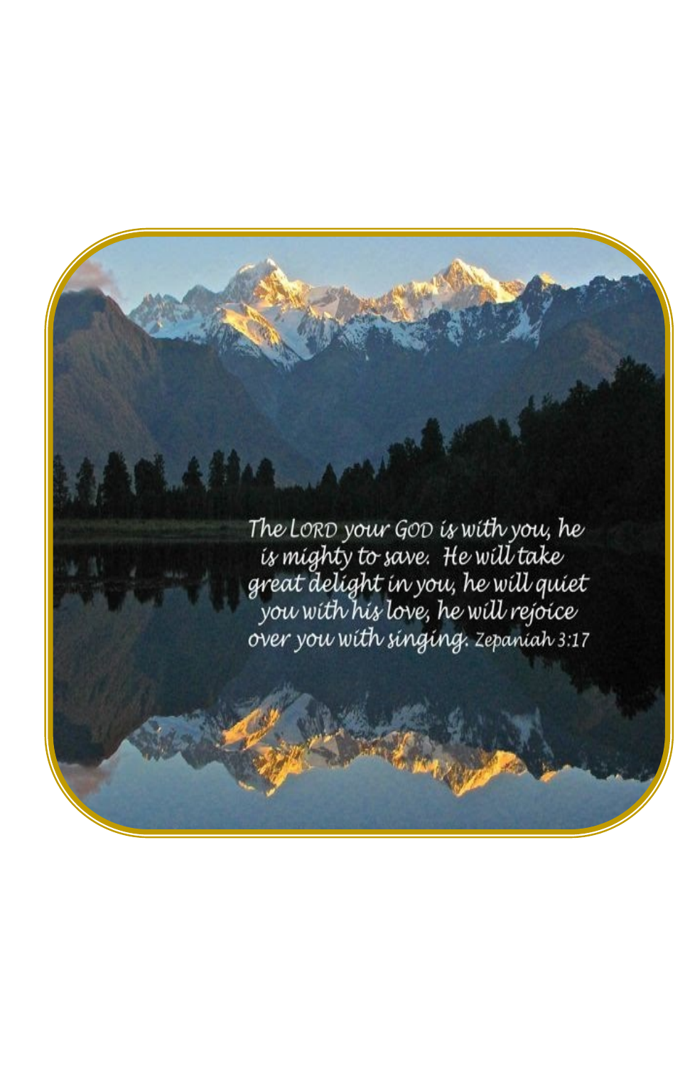The LORD your GOD is with you, he is mighty to save. He will take great delight in you, he will quiet you with his love, he will rejoice over you with singing. Zepaniah 3:17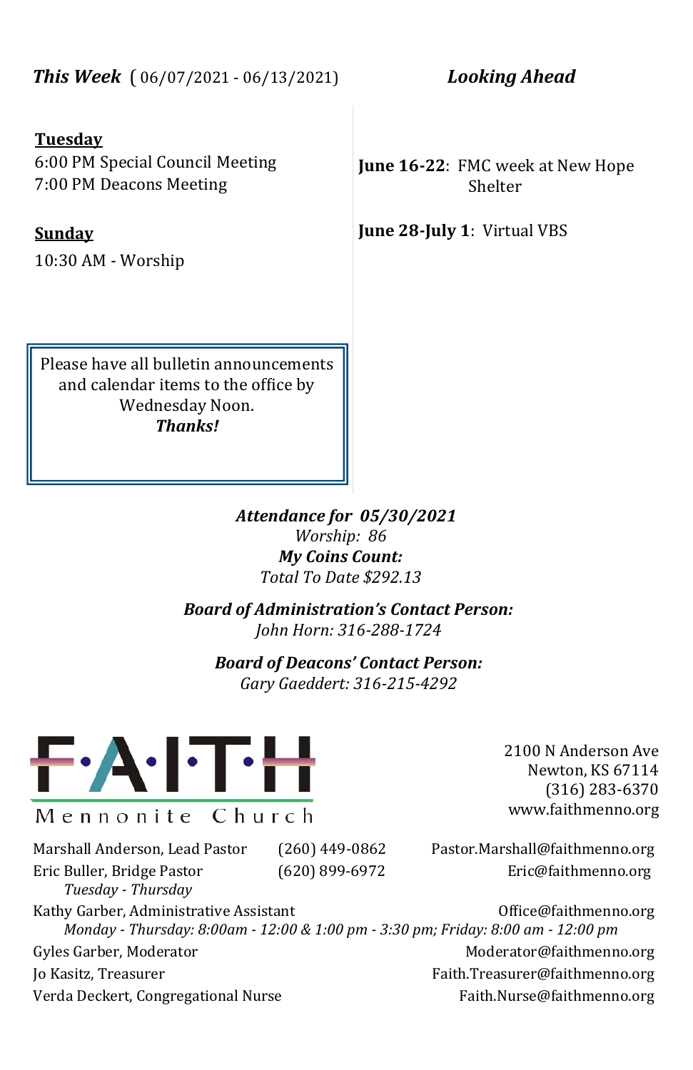***This Week*** ( 06/07/2021 - 06/13/2021)

**Tuesday**

6:00 PM Special Council Meeting
7:00 PM Deacons Meeting

**Sunday**

10:30 AM - Worship

Please have all bulletin announcements and calendar items to the office by Wednesday Noon.
***Thanks!***

***Looking Ahead***

**June 16-22**: FMC week at New Hope Shelter

**June 28-July 1**: Virtual VBS

***Attendance for 05/30/2021***
*Worship: 86*
***My Coins Count:***
*Total To Date $292.13*

***Board of Administration's Contact Person:***
*John Horn: 316-288-1724*

***Board of Deacons' Contact Person:***
*Gary Gaeddert: 316-215-4292*

F·A·I·T·H
Mennonite Church

2100 N Anderson Ave
Newton, KS 67114
(316) 283-6370
www.faithmenno.org

Marshall Anderson, Lead Pastor (260) 449-0862 Pastor.Marshall@faithmenno.org
Eric Buller, Bridge Pastor (620) 899-6972 Eric@faithmenno.org
*Tuesday - Thursday*
Kathy Garber, Administrative Assistant Office@faithmenno.org
*Monday - Thursday: 8:00am - 12:00 & 1:00 pm - 3:30 pm; Friday: 8:00 am - 12:00 pm*
Gyles Garber, Moderator Moderator@faithmenno.org
Jo Kasitz, Treasurer Faith.Treasurer@faithmenno.org
Verda Deckert, Congregational Nurse Faith.Nurse@faithmenno.org